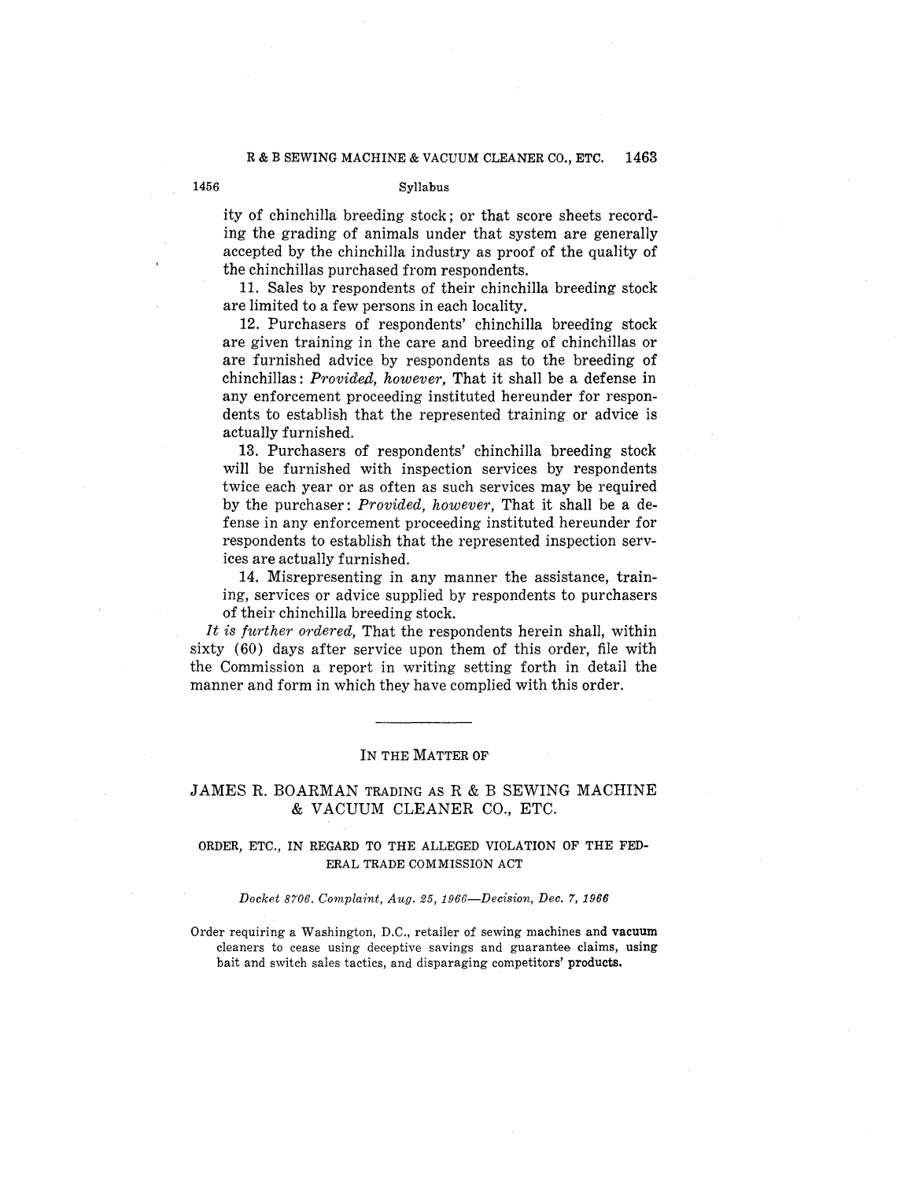ity of chinchilla breeding stock; or that score sheets recording the grading of animals under that system are generally accepted by the chinchilla industry as proof of the quality of the chinchillas purchased from respondents.

11. Sales by respondents of their chinchilla breeding stock are limited to a few persons in each locality.

12. Purchasers of respondents' chinchilla breeding stock are given training in the care and breeding of chinchillas or are furnished advice by respondents as to the breeding of chinchillas: *Provided, however,* That it shall be a defense in any enforcement proceeding instituted hereunder for respondents to establish that the represented training or advice is actually furnished.

13. Purchasers of respondents' chinchilla breeding stock will be furnished with inspection services by respondents twice each year or as often as such services may be required by the purchaser: *Provided, however,* That it shall be a defense in any enforcement proceeding instituted hereunder for respondents to establish that the represented inspection services are actually furnished.

14. Misrepresenting in any manner the assistance, training, services or advice supplied by respondents to purchasers of their chinchilla breeding stock.

*It is further ordered,* That the respondents herein shall, within sixty (60) days after service upon them of this order, file with the Commission a report in writing setting forth in detail the manner and form in which they have complied with this order.

---

IN THE MATTER OF

## JAMES R. BOARMAN TRADING AS R & B SEWING MACHINE & VACUUM CLEANER CO., ETC.

ORDER, ETC., IN REGARD TO THE ALLEGED VIOLATION OF THE FEDERAL TRADE COMMISSION ACT

*Docket 8706. Complaint, Aug. 25, 1966—Decision, Dec. 7, 1966*

Order requiring a Washington, D.C., retailer of sewing machines and vacuum cleaners to cease using deceptive savings and guarantee claims, using bait and switch sales tactics, and disparaging competitors' products.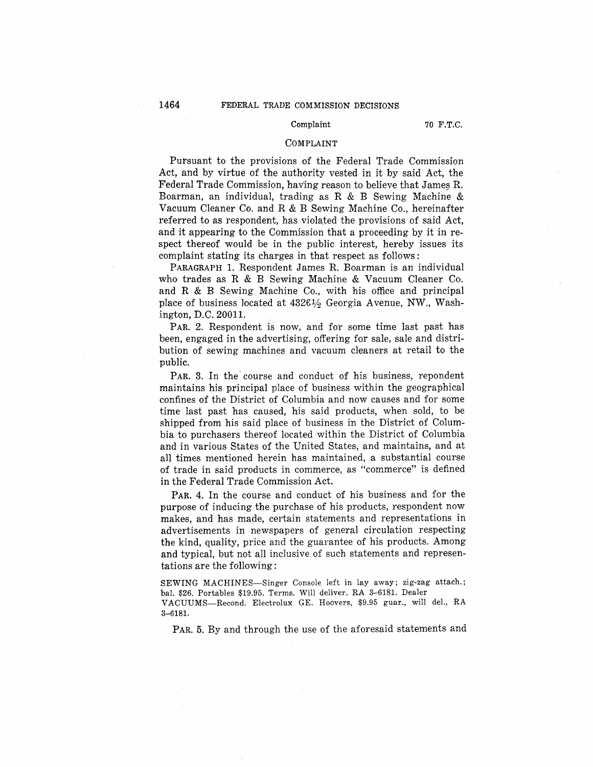## COMPLAINT

Pursuant to the provisions of the Federal Trade Commission Act, and by virtue of the authority vested in it by said Act, the Federal Trade Commission, having reason to believe that James R. Boarman, an individual, trading as R & B Sewing Machine & Vacuum Cleaner Co. and R & B Sewing Machine Co., hereinafter referred to as respondent, has violated the provisions of said Act, and it appearing to the Commission that a proceeding by it in respect thereof would be in the public interest, hereby issues its complaint stating its charges in that respect as follows:

PARAGRAPH 1. Respondent James R. Boarman is an individual who trades as R & B Sewing Machine & Vacuum Cleaner Co. and R & B Sewing Machine Co., with his office and principal place of business located at 4326½ Georgia Avenue, NW., Washington, D.C. 20011.

PAR. 2. Respondent is now, and for some time last past has been, engaged in the advertising, offering for sale, sale and distribution of sewing machines and vacuum cleaners at retail to the public.

PAR. 3. In the course and conduct of his business, repondent maintains his principal place of business within the geographical confines of the District of Columbia and now causes and for some time last past has caused, his said products, when sold, to be shipped from his said place of business in the District of Columbia to purchasers thereof located within the District of Columbia and in various States of the United States, and maintains, and at all times mentioned herein has maintained, a substantial course of trade in said products in commerce, as "commerce" is defined in the Federal Trade Commission Act.

PAR. 4. In the course and conduct of his business and for the purpose of inducing the purchase of his products, respondent now makes, and has made, certain statements and representations in advertisements in newspapers of general circulation respecting the kind, quality, price and the guarantee of his products. Among and typical, but not all inclusive of such statements and representations are the following:

SEWING MACHINES—Singer Console left in lay away; zig-zag attach.; bal. $26. Portables $19.95. Terms. Will deliver. RA 3-6181. Dealer
VACUUMS—Recond. Electrolux GE. Hoovers, $9.95 guar., will del., RA 3-6181.

PAR. 5. By and through the use of the aforesaid statements and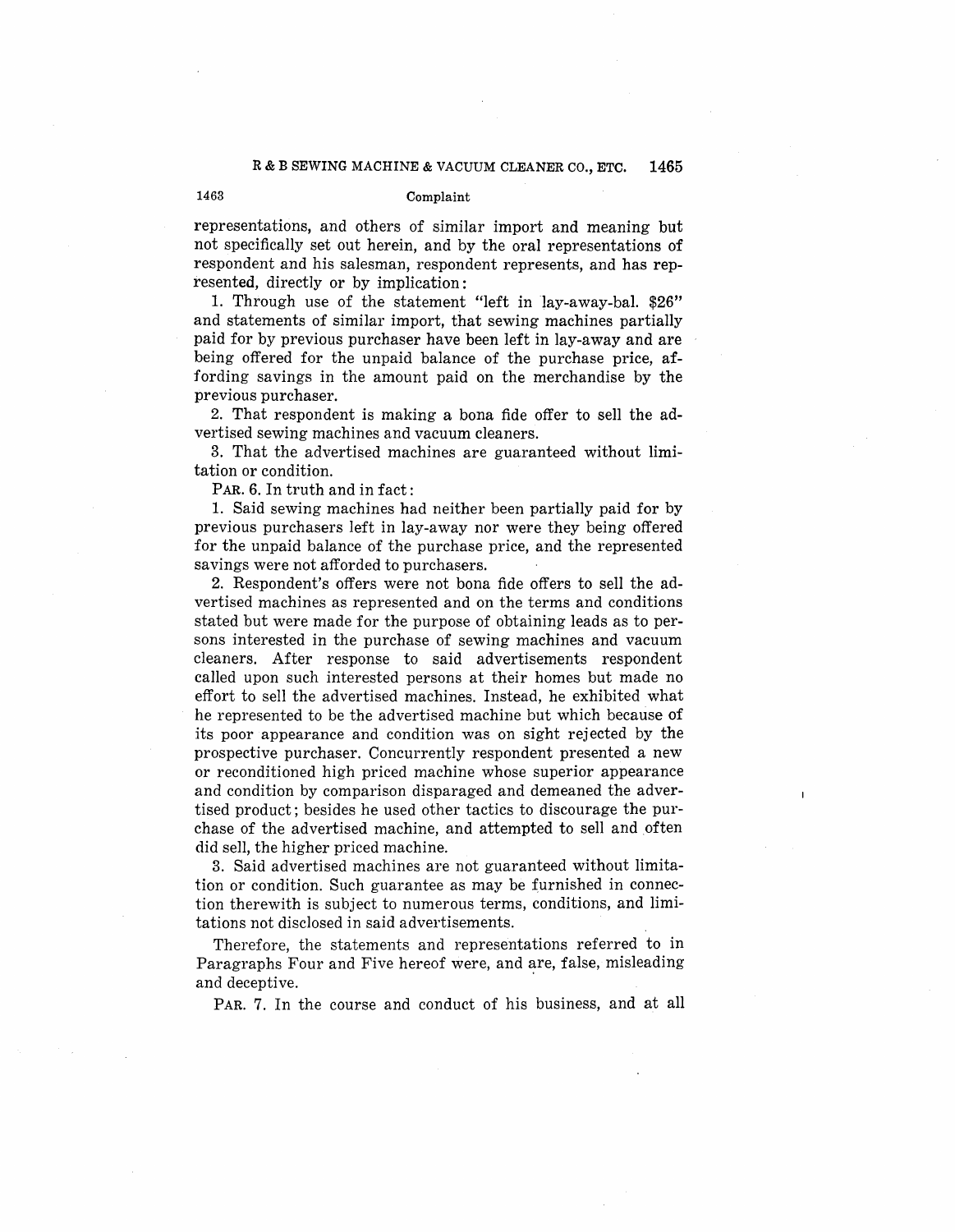representations, and others of similar import and meaning but not specifically set out herein, and by the oral representations of respondent and his salesman, respondent represents, and has represented, directly or by implication:

1. Through use of the statement "left in lay-away-bal. $26" and statements of similar import, that sewing machines partially paid for by previous purchaser have been left in lay-away and are being offered for the unpaid balance of the purchase price, affording savings in the amount paid on the merchandise by the previous purchaser.

2. That respondent is making a bona fide offer to sell the advertised sewing machines and vacuum cleaners.

3. That the advertised machines are guaranteed without limitation or condition.

PAR. 6. In truth and in fact:

1. Said sewing machines had neither been partially paid for by previous purchasers left in lay-away nor were they being offered for the unpaid balance of the purchase price, and the represented savings were not afforded to purchasers.

2. Respondent's offers were not bona fide offers to sell the advertised machines as represented and on the terms and conditions stated but were made for the purpose of obtaining leads as to persons interested in the purchase of sewing machines and vacuum cleaners. After response to said advertisements respondent called upon such interested persons at their homes but made no effort to sell the advertised machines. Instead, he exhibited what he represented to be the advertised machine but which because of its poor appearance and condition was on sight rejected by the prospective purchaser. Concurrently respondent presented a new or reconditioned high priced machine whose superior appearance and condition by comparison disparaged and demeaned the advertised product; besides he used other tactics to discourage the purchase of the advertised machine, and attempted to sell and often did sell, the higher priced machine.

3. Said advertised machines are not guaranteed without limitation or condition. Such guarantee as may be furnished in connection therewith is subject to numerous terms, conditions, and limitations not disclosed in said advertisements.

Therefore, the statements and representations referred to in Paragraphs Four and Five hereof were, and are, false, misleading and deceptive.

PAR. 7. In the course and conduct of his business, and at all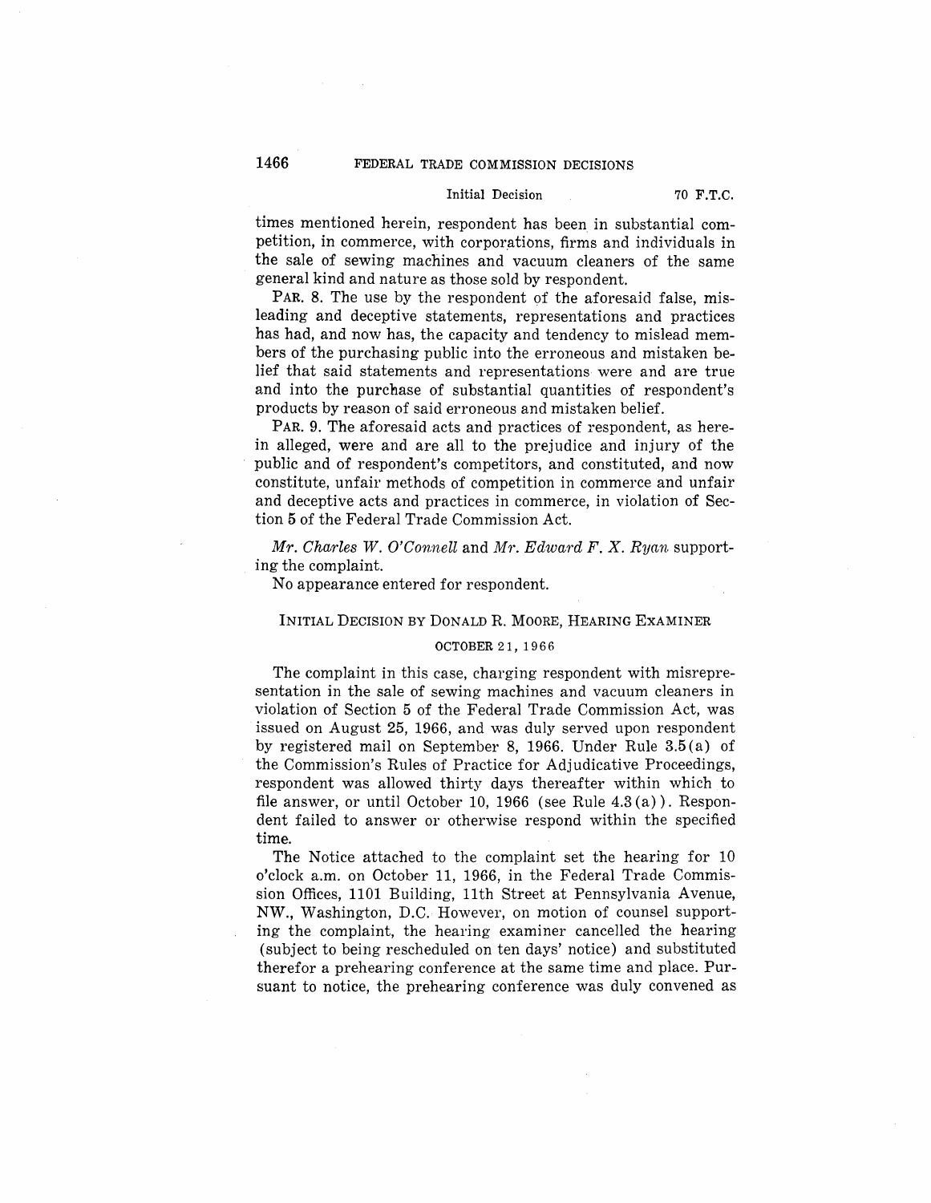times mentioned herein, respondent has been in substantial competition, in commerce, with corporations, firms and individuals in the sale of sewing machines and vacuum cleaners of the same general kind and nature as those sold by respondent.

PAR. 8. The use by the respondent of the aforesaid false, misleading and deceptive statements, representations and practices has had, and now has, the capacity and tendency to mislead members of the purchasing public into the erroneous and mistaken belief that said statements and representations were and are true and into the purchase of substantial quantities of respondent's products by reason of said erroneous and mistaken belief.

PAR. 9. The aforesaid acts and practices of respondent, as herein alleged, were and are all to the prejudice and injury of the public and of respondent's competitors, and constituted, and now constitute, unfair methods of competition in commerce and unfair and deceptive acts and practices in commerce, in violation of Section 5 of the Federal Trade Commission Act.

*Mr. Charles W. O'Connell* and *Mr. Edward F. X. Ryan* supporting the complaint.

No appearance entered for respondent.

## INITIAL DECISION BY DONALD R. MOORE, HEARING EXAMINER

OCTOBER 21, 1966

The complaint in this case, charging respondent with misrepresentation in the sale of sewing machines and vacuum cleaners in violation of Section 5 of the Federal Trade Commission Act, was issued on August 25, 1966, and was duly served upon respondent by registered mail on September 8, 1966. Under Rule 3.5(a) of the Commission's Rules of Practice for Adjudicative Proceedings, respondent was allowed thirty days thereafter within which to file answer, or until October 10, 1966 (see Rule 4.3(a)). Respondent failed to answer or otherwise respond within the specified time.

The Notice attached to the complaint set the hearing for 10 o'clock a.m. on October 11, 1966, in the Federal Trade Commission Offices, 1101 Building, 11th Street at Pennsylvania Avenue, NW., Washington, D.C. However, on motion of counsel supporting the complaint, the hearing examiner cancelled the hearing (subject to being rescheduled on ten days' notice) and substituted therefor a prehearing conference at the same time and place. Pursuant to notice, the prehearing conference was duly convened as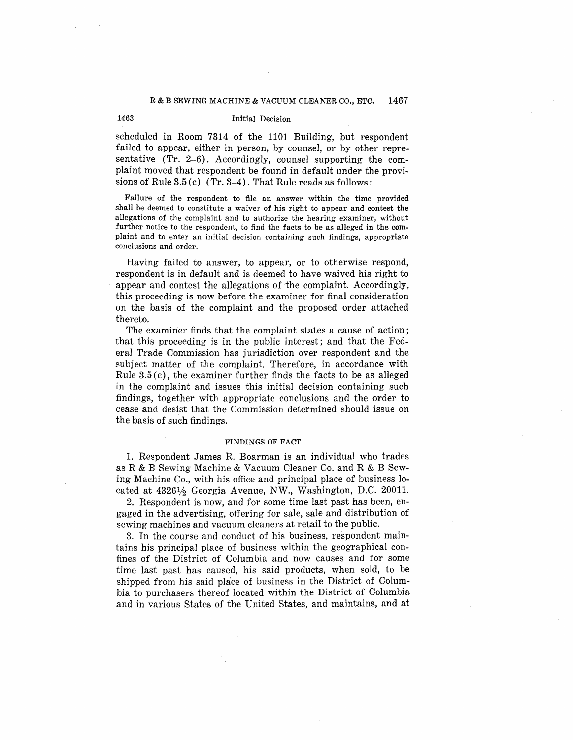scheduled in Room 7314 of the 1101 Building, but respondent failed to appear, either in person, by counsel, or by other representative (Tr. 2–6). Accordingly, counsel supporting the complaint moved that respondent be found in default under the provisions of Rule 3.5(c) (Tr. 3–4). That Rule reads as follows:

> Failure of the respondent to file an answer within the time provided shall be deemed to constitute a waiver of his right to appear and contest the allegations of the complaint and to authorize the hearing examiner, without further notice to the respondent, to find the facts to be as alleged in the complaint and to enter an initial decision containing such findings, appropriate conclusions and order.

Having failed to answer, to appear, or to otherwise respond, respondent is in default and is deemed to have waived his right to appear and contest the allegations of the complaint. Accordingly, this proceeding is now before the examiner for final consideration on the basis of the complaint and the proposed order attached thereto.

The examiner finds that the complaint states a cause of action; that this proceeding is in the public interest; and that the Federal Trade Commission has jurisdiction over respondent and the subject matter of the complaint. Therefore, in accordance with Rule 3.5(c), the examiner further finds the facts to be as alleged in the complaint and issues this initial decision containing such findings, together with appropriate conclusions and the order to cease and desist that the Commission determined should issue on the basis of such findings.

## FINDINGS OF FACT

1. Respondent James R. Boarman is an individual who trades as R & B Sewing Machine & Vacuum Cleaner Co. and R & B Sewing Machine Co., with his office and principal place of business located at 4326½ Georgia Avenue, NW., Washington, D.C. 20011.

2. Respondent is now, and for some time last past has been, engaged in the advertising, offering for sale, sale and distribution of sewing machines and vacuum cleaners at retail to the public.

3. In the course and conduct of his business, respondent maintains his principal place of business within the geographical confines of the District of Columbia and now causes and for some time last past has caused, his said products, when sold, to be shipped from his said place of business in the District of Columbia to purchasers thereof located within the District of Columbia and in various States of the United States, and maintains, and at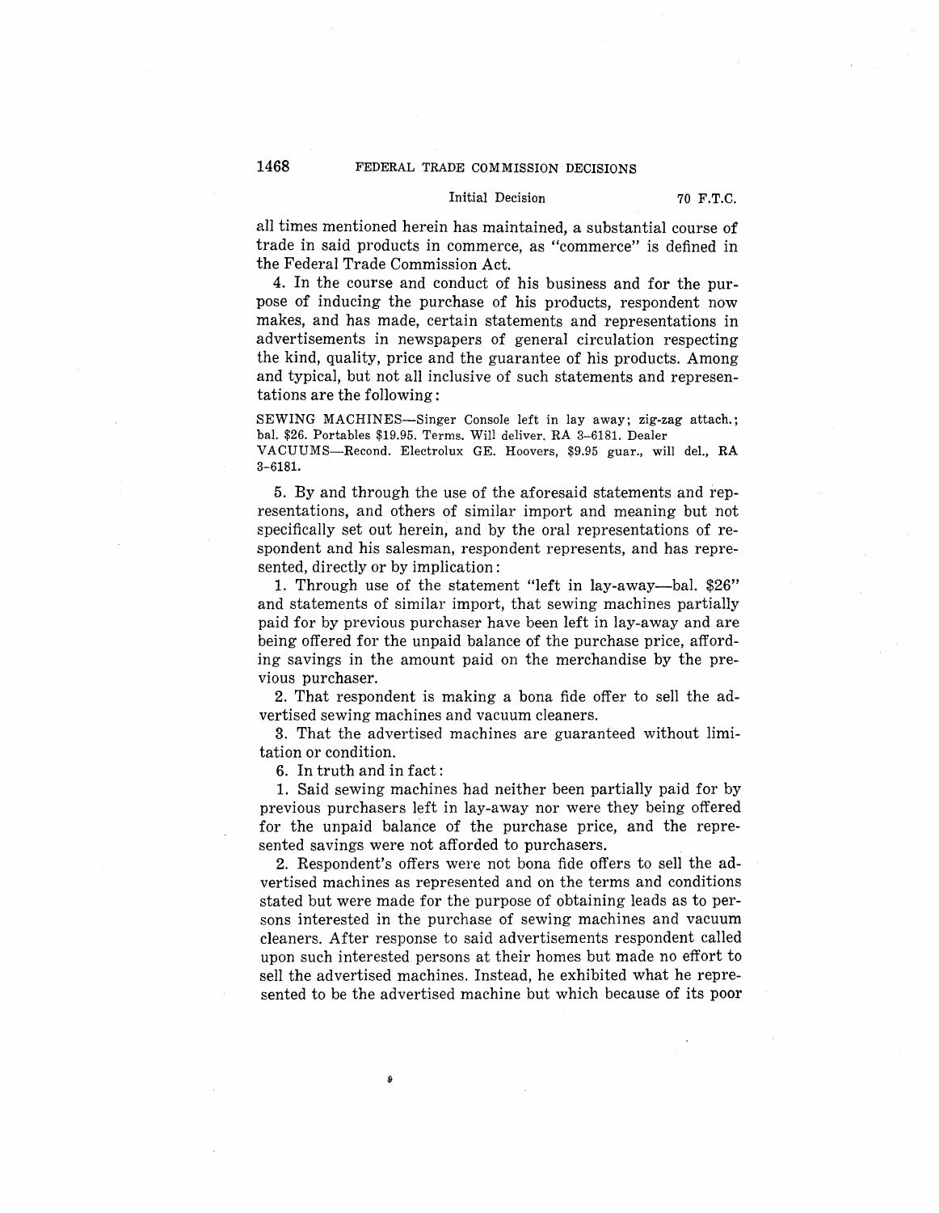all times mentioned herein has maintained, a substantial course of trade in said products in commerce, as "commerce" is defined in the Federal Trade Commission Act.

4. In the course and conduct of his business and for the purpose of inducing the purchase of his products, respondent now makes, and has made, certain statements and representations in advertisements in newspapers of general circulation respecting the kind, quality, price and the guarantee of his products. Among and typical, but not all inclusive of such statements and representations are the following:

SEWING MACHINES—Singer Console left in lay away; zig-zag attach.; bal. $26. Portables $19.95. Terms. Will deliver. RA 3-6181. Dealer
VACUUMS—Recond. Electrolux GE. Hoovers, $9.95 guar., will del., RA 3-6181.

5. By and through the use of the aforesaid statements and representations, and others of similar import and meaning but not specifically set out herein, and by the oral representations of respondent and his salesman, respondent represents, and has represented, directly or by implication:

1. Through use of the statement "left in lay-away—bal. $26" and statements of similar import, that sewing machines partially paid for by previous purchaser have been left in lay-away and are being offered for the unpaid balance of the purchase price, affording savings in the amount paid on the merchandise by the previous purchaser.

2. That respondent is making a bona fide offer to sell the advertised sewing machines and vacuum cleaners.

3. That the advertised machines are guaranteed without limitation or condition.

6. In truth and in fact:

1. Said sewing machines had neither been partially paid for by previous purchasers left in lay-away nor were they being offered for the unpaid balance of the purchase price, and the represented savings were not afforded to purchasers.

2. Respondent's offers were not bona fide offers to sell the advertised machines as represented and on the terms and conditions stated but were made for the purpose of obtaining leads as to persons interested in the purchase of sewing machines and vacuum cleaners. After response to said advertisements respondent called upon such interested persons at their homes but made no effort to sell the advertised machines. Instead, he exhibited what he represented to be the advertised machine but which because of its poor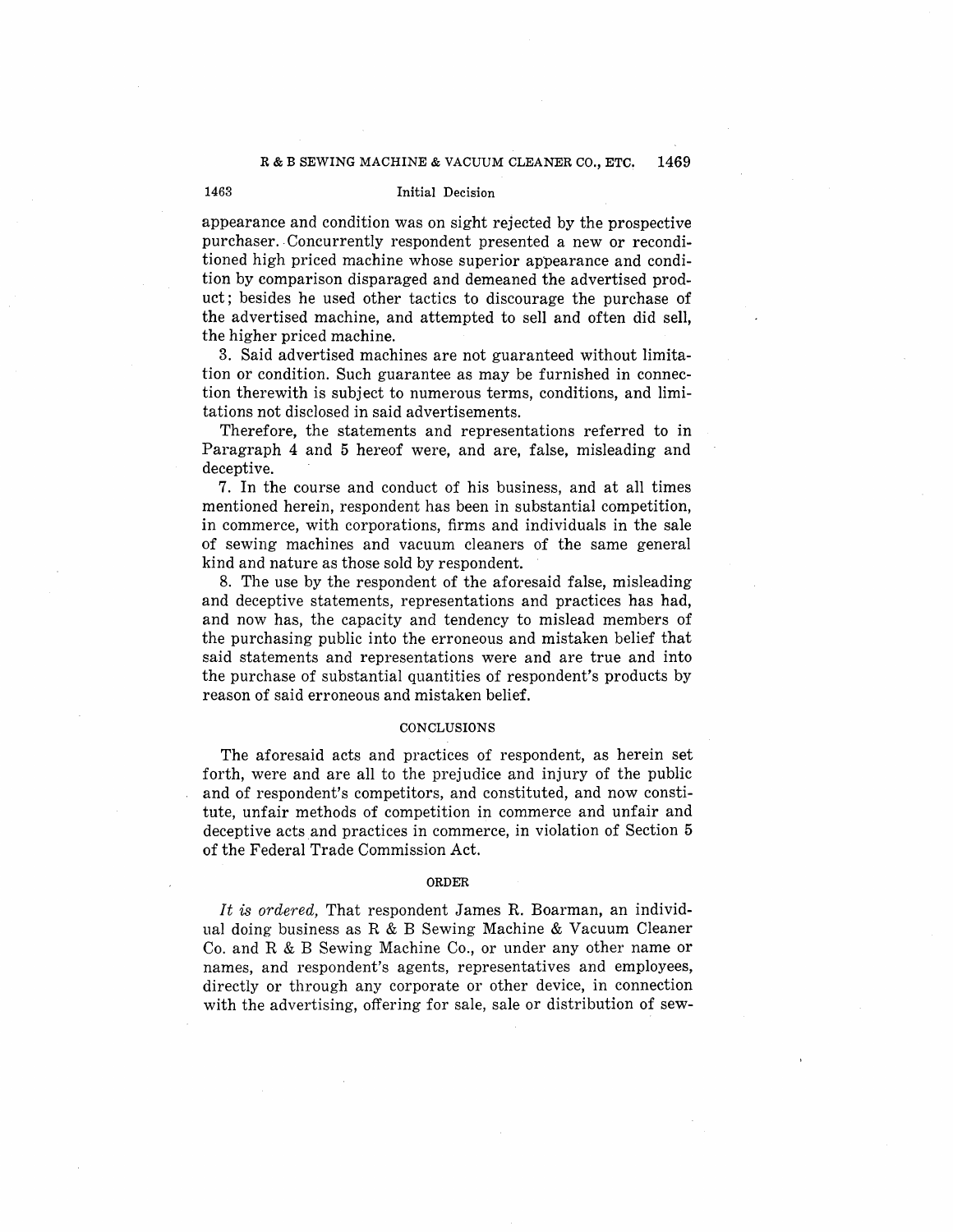appearance and condition was on sight rejected by the prospective purchaser. Concurrently respondent presented a new or reconditioned high priced machine whose superior appearance and condition by comparison disparaged and demeaned the advertised product; besides he used other tactics to discourage the purchase of the advertised machine, and attempted to sell and often did sell, the higher priced machine.

3. Said advertised machines are not guaranteed without limitation or condition. Such guarantee as may be furnished in connection therewith is subject to numerous terms, conditions, and limitations not disclosed in said advertisements.

Therefore, the statements and representations referred to in Paragraph 4 and 5 hereof were, and are, false, misleading and deceptive.

7. In the course and conduct of his business, and at all times mentioned herein, respondent has been in substantial competition, in commerce, with corporations, firms and individuals in the sale of sewing machines and vacuum cleaners of the same general kind and nature as those sold by respondent.

8. The use by the respondent of the aforesaid false, misleading and deceptive statements, representations and practices has had, and now has, the capacity and tendency to mislead members of the purchasing public into the erroneous and mistaken belief that said statements and representations were and are true and into the purchase of substantial quantities of respondent's products by reason of said erroneous and mistaken belief.

## CONCLUSIONS

The aforesaid acts and practices of respondent, as herein set forth, were and are all to the prejudice and injury of the public and of respondent's competitors, and constituted, and now constitute, unfair methods of competition in commerce and unfair and deceptive acts and practices in commerce, in violation of Section 5 of the Federal Trade Commission Act.

## ORDER

*It is ordered,* That respondent James R. Boarman, an individual doing business as R & B Sewing Machine & Vacuum Cleaner Co. and R & B Sewing Machine Co., or under any other name or names, and respondent's agents, representatives and employees, directly or through any corporate or other device, in connection with the advertising, offering for sale, sale or distribution of sew-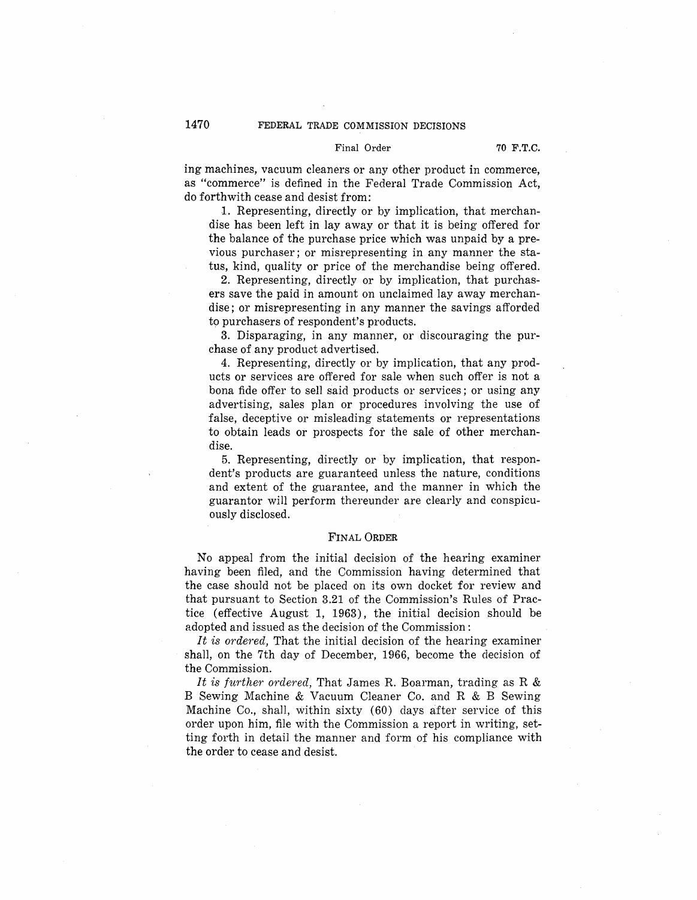ing machines, vacuum cleaners or any other product in commerce, as "commerce" is defined in the Federal Trade Commission Act, do forthwith cease and desist from:

1. Representing, directly or by implication, that merchandise has been left in lay away or that it is being offered for the balance of the purchase price which was unpaid by a previous purchaser; or misrepresenting in any manner the status, kind, quality or price of the merchandise being offered.

2. Representing, directly or by implication, that purchasers save the paid in amount on unclaimed lay away merchandise; or misrepresenting in any manner the savings afforded to purchasers of respondent's products.

3. Disparaging, in any manner, or discouraging the purchase of any product advertised.

4. Representing, directly or by implication, that any products or services are offered for sale when such offer is not a bona fide offer to sell said products or services; or using any advertising, sales plan or procedures involving the use of false, deceptive or misleading statements or representations to obtain leads or prospects for the sale of other merchandise.

5. Representing, directly or by implication, that respondent's products are guaranteed unless the nature, conditions and extent of the guarantee, and the manner in which the guarantor will perform thereunder are clearly and conspicuously disclosed.

## FINAL ORDER

No appeal from the initial decision of the hearing examiner having been filed, and the Commission having determined that the case should not be placed on its own docket for review and that pursuant to Section 3.21 of the Commission's Rules of Practice (effective August 1, 1963), the initial decision should be adopted and issued as the decision of the Commission:

*It is ordered,* That the initial decision of the hearing examiner shall, on the 7th day of December, 1966, become the decision of the Commission.

*It is further ordered,* That James R. Boarman, trading as R & B Sewing Machine & Vacuum Cleaner Co. and R & B Sewing Machine Co., shall, within sixty (60) days after service of this order upon him, file with the Commission a report in writing, setting forth in detail the manner and form of his compliance with the order to cease and desist.